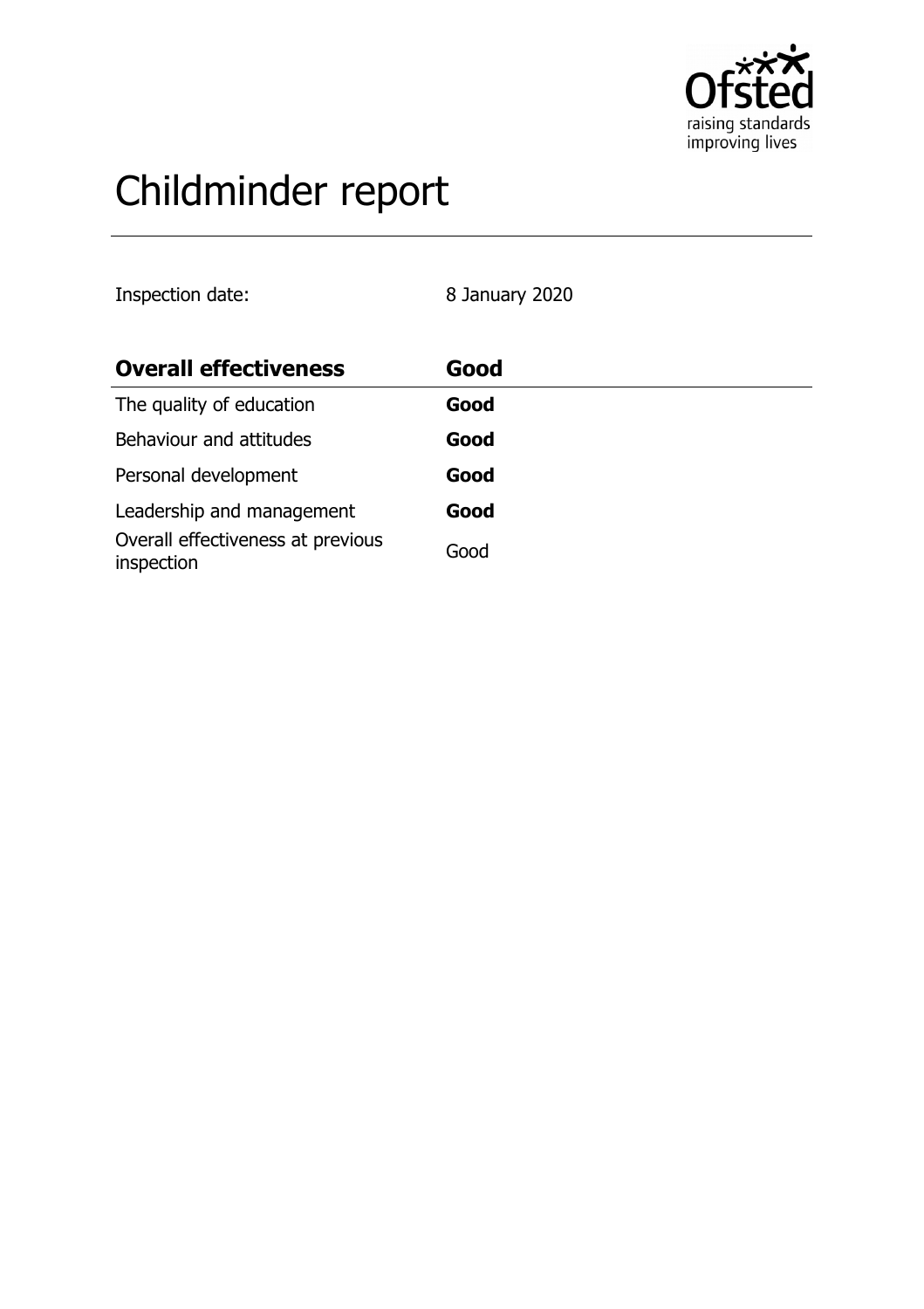# Childminder report

Inspection date: 8 January 2020

| **Overall effectiveness** | **Good** |
| --- | --- |
| The quality of education | **Good** |
| Behaviour and attitudes | **Good** |
| Personal development | **Good** |
| Leadership and management | **Good** |
| Overall effectiveness at previous inspection | Good |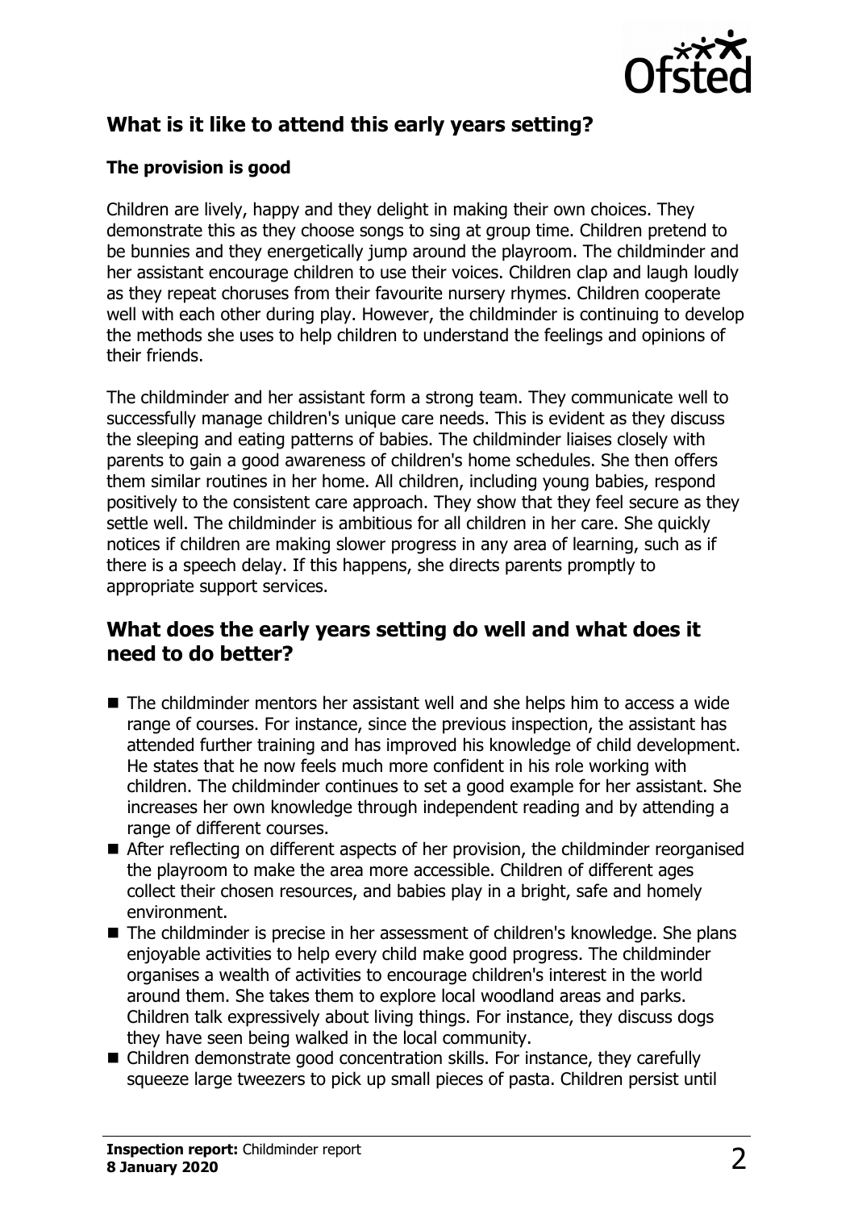## What is it like to attend this early years setting?

### The provision is good

Children are lively, happy and they delight in making their own choices. They demonstrate this as they choose songs to sing at group time. Children pretend to be bunnies and they energetically jump around the playroom. The childminder and her assistant encourage children to use their voices. Children clap and laugh loudly as they repeat choruses from their favourite nursery rhymes. Children cooperate well with each other during play. However, the childminder is continuing to develop the methods she uses to help children to understand the feelings and opinions of their friends.

The childminder and her assistant form a strong team. They communicate well to successfully manage children's unique care needs. This is evident as they discuss the sleeping and eating patterns of babies. The childminder liaises closely with parents to gain a good awareness of children's home schedules. She then offers them similar routines in her home. All children, including young babies, respond positively to the consistent care approach. They show that they feel secure as they settle well. The childminder is ambitious for all children in her care. She quickly notices if children are making slower progress in any area of learning, such as if there is a speech delay. If this happens, she directs parents promptly to appropriate support services.

## What does the early years setting do well and what does it need to do better?

- The childminder mentors her assistant well and she helps him to access a wide range of courses. For instance, since the previous inspection, the assistant has attended further training and has improved his knowledge of child development. He states that he now feels much more confident in his role working with children. The childminder continues to set a good example for her assistant. She increases her own knowledge through independent reading and by attending a range of different courses.
- After reflecting on different aspects of her provision, the childminder reorganised the playroom to make the area more accessible. Children of different ages collect their chosen resources, and babies play in a bright, safe and homely environment.
- The childminder is precise in her assessment of children's knowledge. She plans enjoyable activities to help every child make good progress. The childminder organises a wealth of activities to encourage children's interest in the world around them. She takes them to explore local woodland areas and parks. Children talk expressively about living things. For instance, they discuss dogs they have seen being walked in the local community.
- Children demonstrate good concentration skills. For instance, they carefully squeeze large tweezers to pick up small pieces of pasta. Children persist until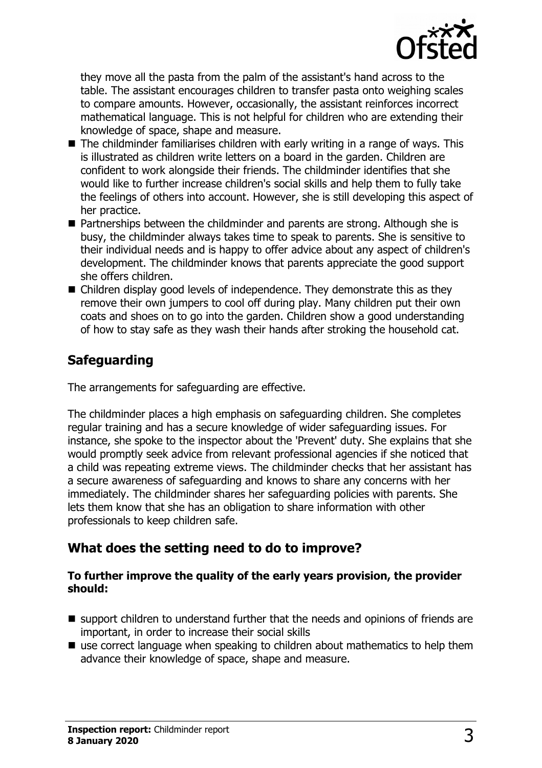they move all the pasta from the palm of the assistant's hand across to the table. The assistant encourages children to transfer pasta onto weighing scales to compare amounts. However, occasionally, the assistant reinforces incorrect mathematical language. This is not helpful for children who are extending their knowledge of space, shape and measure.

- The childminder familiarises children with early writing in a range of ways. This is illustrated as children write letters on a board in the garden. Children are confident to work alongside their friends. The childminder identifies that she would like to further increase children's social skills and help them to fully take the feelings of others into account. However, she is still developing this aspect of her practice.
- Partnerships between the childminder and parents are strong. Although she is busy, the childminder always takes time to speak to parents. She is sensitive to their individual needs and is happy to offer advice about any aspect of children's development. The childminder knows that parents appreciate the good support she offers children.
- Children display good levels of independence. They demonstrate this as they remove their own jumpers to cool off during play. Many children put their own coats and shoes on to go into the garden. Children show a good understanding of how to stay safe as they wash their hands after stroking the household cat.

## Safeguarding

The arrangements for safeguarding are effective.

The childminder places a high emphasis on safeguarding children. She completes regular training and has a secure knowledge of wider safeguarding issues. For instance, she spoke to the inspector about the 'Prevent' duty. She explains that she would promptly seek advice from relevant professional agencies if she noticed that a child was repeating extreme views. The childminder checks that her assistant has a secure awareness of safeguarding and knows to share any concerns with her immediately. The childminder shares her safeguarding policies with parents. She lets them know that she has an obligation to share information with other professionals to keep children safe.

## What does the setting need to do to improve?

**To further improve the quality of the early years provision, the provider should:**

- support children to understand further that the needs and opinions of friends are important, in order to increase their social skills
- use correct language when speaking to children about mathematics to help them advance their knowledge of space, shape and measure.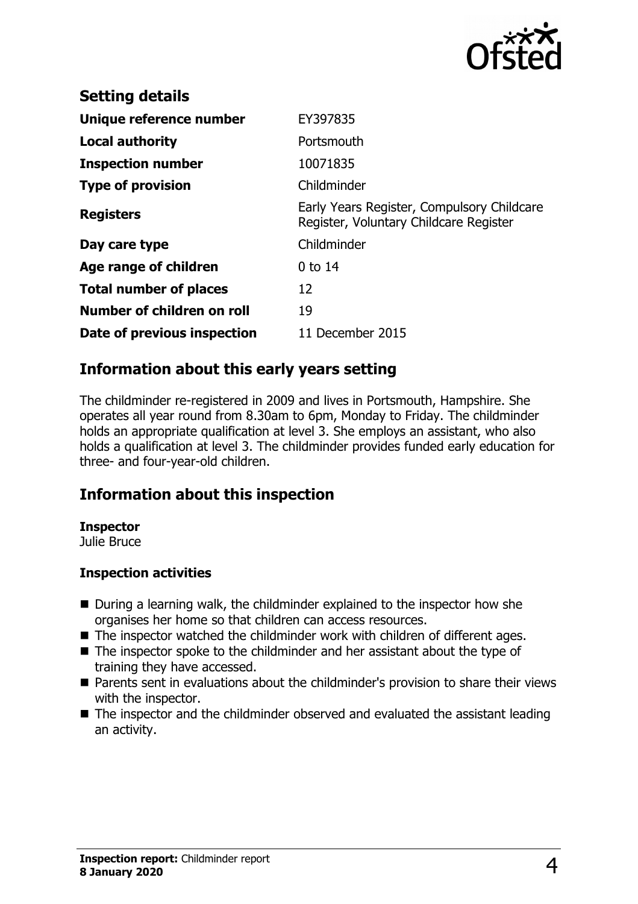## Setting details

| | |
|---|---|
| **Unique reference number** | EY397835 |
| **Local authority** | Portsmouth |
| **Inspection number** | 10071835 |
| **Type of provision** | Childminder |
| **Registers** | Early Years Register, Compulsory Childcare Register, Voluntary Childcare Register |
| **Day care type** | Childminder |
| **Age range of children** | 0 to 14 |
| **Total number of places** | 12 |
| **Number of children on roll** | 19 |
| **Date of previous inspection** | 11 December 2015 |

## Information about this early years setting

The childminder re-registered in 2009 and lives in Portsmouth, Hampshire. She operates all year round from 8.30am to 6pm, Monday to Friday. The childminder holds an appropriate qualification at level 3. She employs an assistant, who also holds a qualification at level 3. The childminder provides funded early education for three- and four-year-old children.

## Information about this inspection

**Inspector**
Julie Bruce

**Inspection activities**

- During a learning walk, the childminder explained to the inspector how she organises her home so that children can access resources.
- The inspector watched the childminder work with children of different ages.
- The inspector spoke to the childminder and her assistant about the type of training they have accessed.
- Parents sent in evaluations about the childminder's provision to share their views with the inspector.
- The inspector and the childminder observed and evaluated the assistant leading an activity.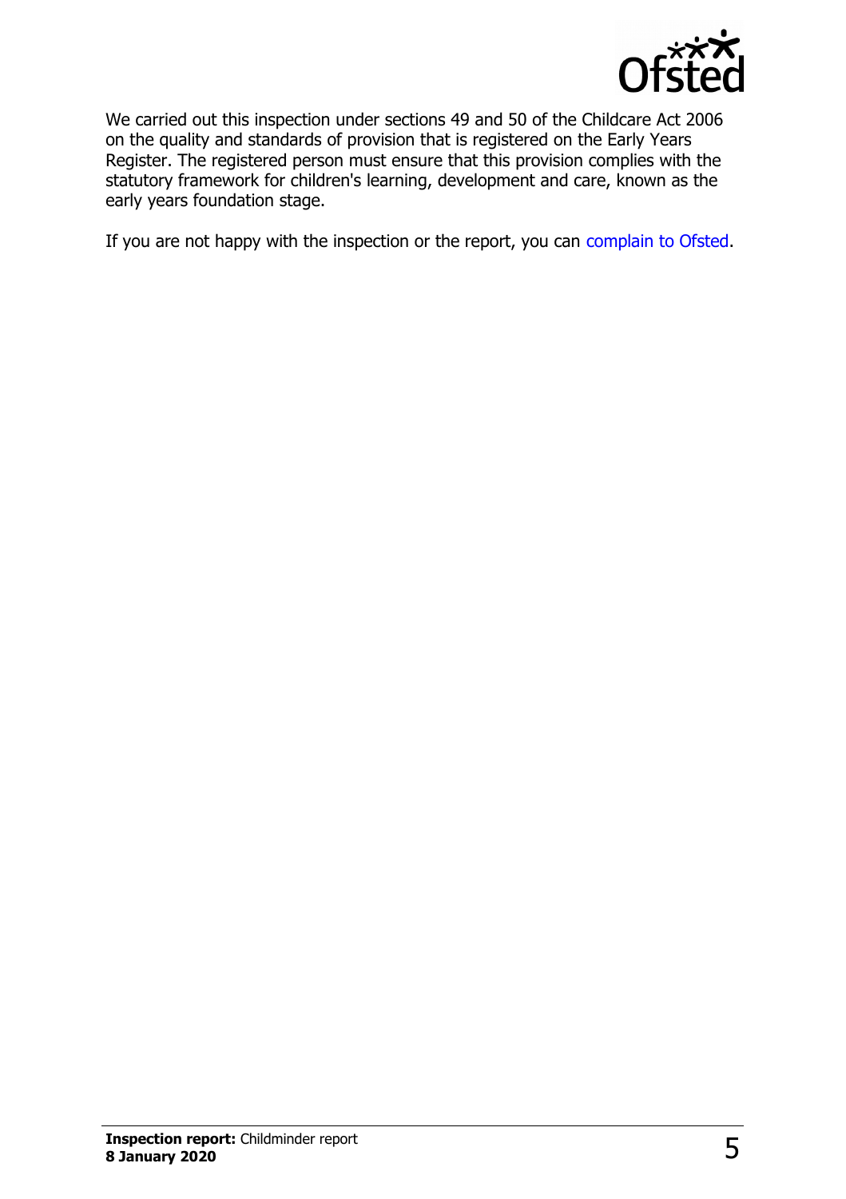We carried out this inspection under sections 49 and 50 of the Childcare Act 2006 on the quality and standards of provision that is registered on the Early Years Register. The registered person must ensure that this provision complies with the statutory framework for children's learning, development and care, known as the early years foundation stage.

If you are not happy with the inspection or the report, you can complain to Ofsted.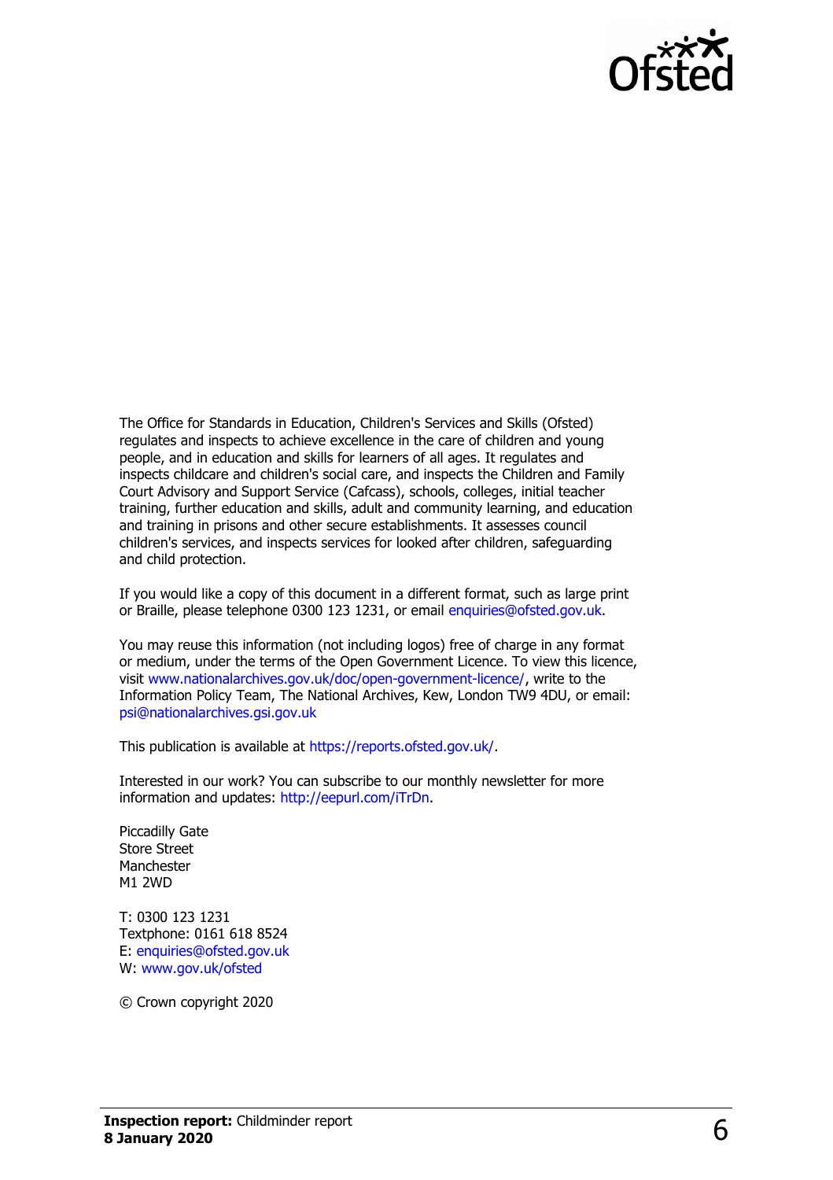The Office for Standards in Education, Children's Services and Skills (Ofsted) regulates and inspects to achieve excellence in the care of children and young people, and in education and skills for learners of all ages. It regulates and inspects childcare and children's social care, and inspects the Children and Family Court Advisory and Support Service (Cafcass), schools, colleges, initial teacher training, further education and skills, adult and community learning, and education and training in prisons and other secure establishments. It assesses council children's services, and inspects services for looked after children, safeguarding and child protection.

If you would like a copy of this document in a different format, such as large print or Braille, please telephone 0300 123 1231, or email enquiries@ofsted.gov.uk.

You may reuse this information (not including logos) free of charge in any format or medium, under the terms of the Open Government Licence. To view this licence, visit www.nationalarchives.gov.uk/doc/open-government-licence/, write to the Information Policy Team, The National Archives, Kew, London TW9 4DU, or email: psi@nationalarchives.gsi.gov.uk

This publication is available at https://reports.ofsted.gov.uk/.

Interested in our work? You can subscribe to our monthly newsletter for more information and updates: http://eepurl.com/iTrDn.

Piccadilly Gate
Store Street
Manchester
M1 2WD

T: 0300 123 1231
Textphone: 0161 618 8524
E: enquiries@ofsted.gov.uk
W: www.gov.uk/ofsted

© Crown copyright 2020